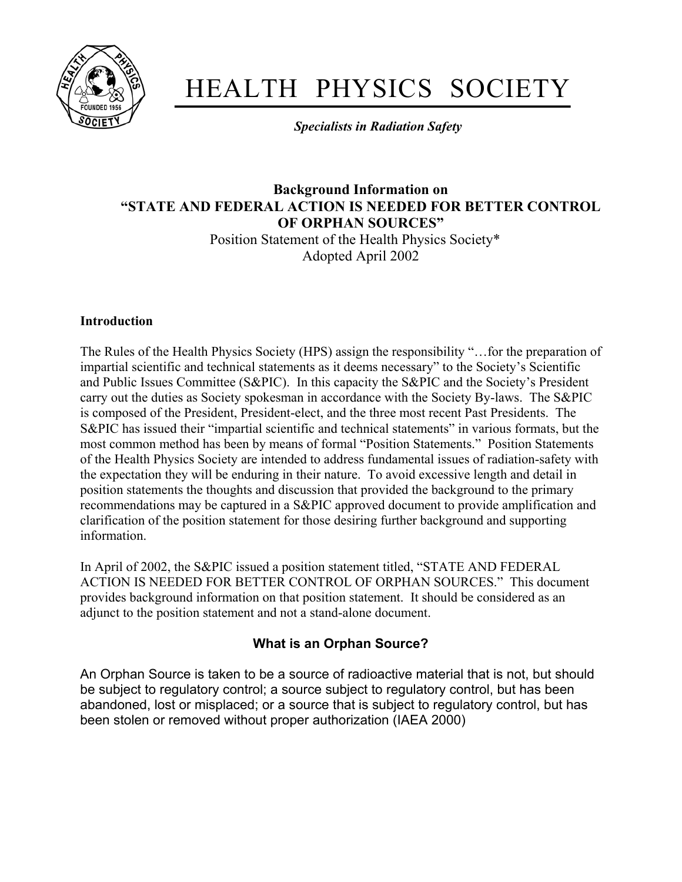# HEALTH PHYSICS SOCIETY

***Specialists in Radiation Safety***

**Background Information on**
**"STATE AND FEDERAL ACTION IS NEEDED FOR BETTER CONTROL OF ORPHAN SOURCES"**
Position Statement of the Health Physics Society*
Adopted April 2002

### Introduction

The Rules of the Health Physics Society (HPS) assign the responsibility "…for the preparation of impartial scientific and technical statements as it deems necessary" to the Society's Scientific and Public Issues Committee (S&PIC). In this capacity the S&PIC and the Society's President carry out the duties as Society spokesman in accordance with the Society By-laws. The S&PIC is composed of the President, President-elect, and the three most recent Past Presidents. The S&PIC has issued their "impartial scientific and technical statements" in various formats, but the most common method has been by means of formal "Position Statements." Position Statements of the Health Physics Society are intended to address fundamental issues of radiation-safety with the expectation they will be enduring in their nature. To avoid excessive length and detail in position statements the thoughts and discussion that provided the background to the primary recommendations may be captured in a S&PIC approved document to provide amplification and clarification of the position statement for those desiring further background and supporting information.

In April of 2002, the S&PIC issued a position statement titled, "STATE AND FEDERAL ACTION IS NEEDED FOR BETTER CONTROL OF ORPHAN SOURCES." This document provides background information on that position statement. It should be considered as an adjunct to the position statement and not a stand-alone document.

## What is an Orphan Source?

An Orphan Source is taken to be a source of radioactive material that is not, but should be subject to regulatory control; a source subject to regulatory control, but has been abandoned, lost or misplaced; or a source that is subject to regulatory control, but has been stolen or removed without proper authorization (IAEA 2000)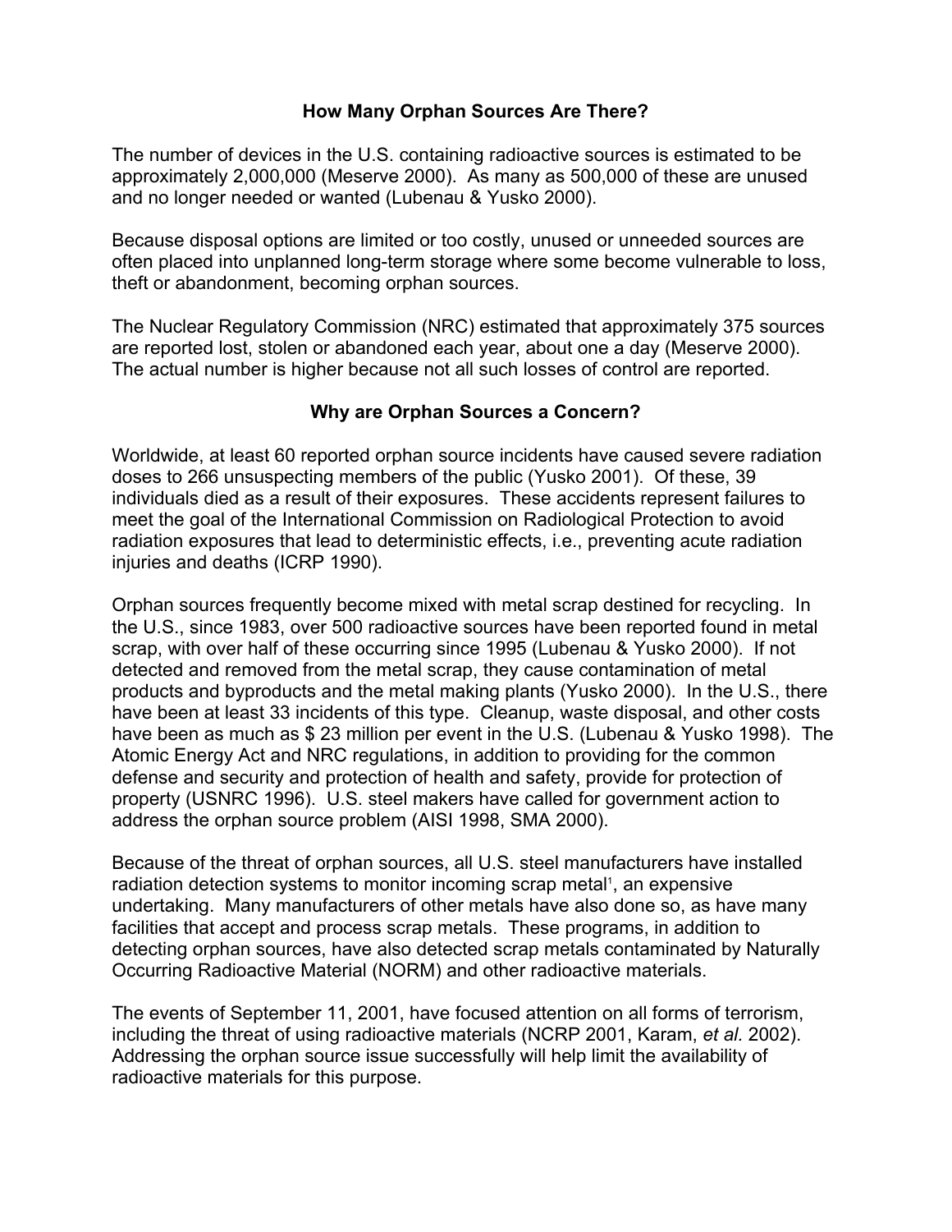## How Many Orphan Sources Are There?

The number of devices in the U.S. containing radioactive sources is estimated to be approximately 2,000,000 (Meserve 2000). As many as 500,000 of these are unused and no longer needed or wanted (Lubenau & Yusko 2000).

Because disposal options are limited or too costly, unused or unneeded sources are often placed into unplanned long-term storage where some become vulnerable to loss, theft or abandonment, becoming orphan sources.

The Nuclear Regulatory Commission (NRC) estimated that approximately 375 sources are reported lost, stolen or abandoned each year, about one a day (Meserve 2000). The actual number is higher because not all such losses of control are reported.

## Why are Orphan Sources a Concern?

Worldwide, at least 60 reported orphan source incidents have caused severe radiation doses to 266 unsuspecting members of the public (Yusko 2001). Of these, 39 individuals died as a result of their exposures. These accidents represent failures to meet the goal of the International Commission on Radiological Protection to avoid radiation exposures that lead to deterministic effects, i.e., preventing acute radiation injuries and deaths (ICRP 1990).

Orphan sources frequently become mixed with metal scrap destined for recycling. In the U.S., since 1983, over 500 radioactive sources have been reported found in metal scrap, with over half of these occurring since 1995 (Lubenau & Yusko 2000). If not detected and removed from the metal scrap, they cause contamination of metal products and byproducts and the metal making plants (Yusko 2000). In the U.S., there have been at least 33 incidents of this type. Cleanup, waste disposal, and other costs have been as much as $ 23 million per event in the U.S. (Lubenau & Yusko 1998). The Atomic Energy Act and NRC regulations, in addition to providing for the common defense and security and protection of health and safety, provide for protection of property (USNRC 1996). U.S. steel makers have called for government action to address the orphan source problem (AISI 1998, SMA 2000).

Because of the threat of orphan sources, all U.S. steel manufacturers have installed radiation detection systems to monitor incoming scrap metal[1], an expensive undertaking. Many manufacturers of other metals have also done so, as have many facilities that accept and process scrap metals. These programs, in addition to detecting orphan sources, have also detected scrap metals contaminated by Naturally Occurring Radioactive Material (NORM) and other radioactive materials.

The events of September 11, 2001, have focused attention on all forms of terrorism, including the threat of using radioactive materials (NCRP 2001, Karam, *et al.* 2002). Addressing the orphan source issue successfully will help limit the availability of radioactive materials for this purpose.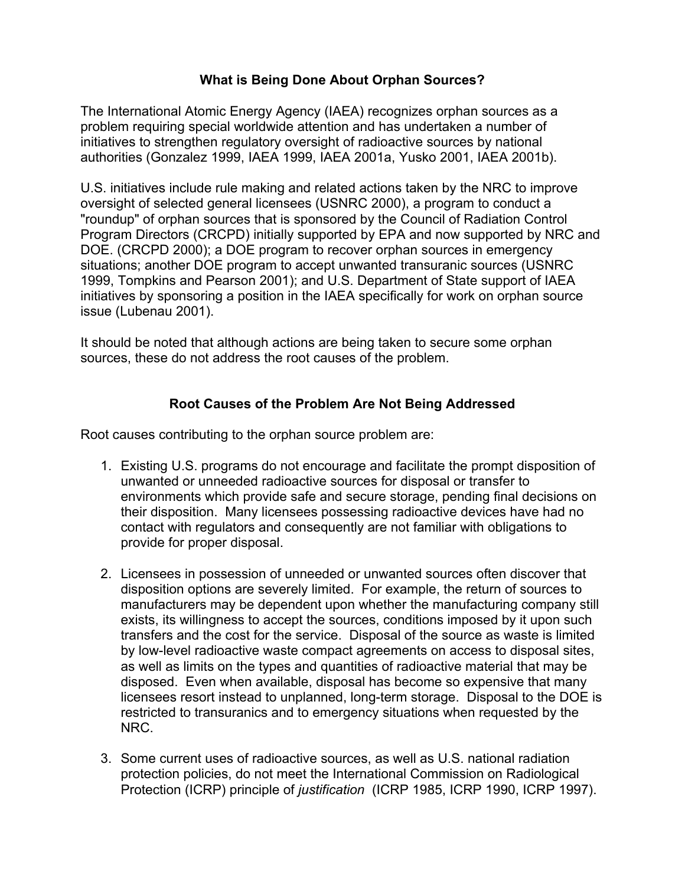## What is Being Done About Orphan Sources?

The International Atomic Energy Agency (IAEA) recognizes orphan sources as a problem requiring special worldwide attention and has undertaken a number of initiatives to strengthen regulatory oversight of radioactive sources by national authorities (Gonzalez 1999, IAEA 1999, IAEA 2001a, Yusko 2001, IAEA 2001b).

U.S. initiatives include rule making and related actions taken by the NRC to improve oversight of selected general licensees (USNRC 2000), a program to conduct a "roundup" of orphan sources that is sponsored by the Council of Radiation Control Program Directors (CRCPD) initially supported by EPA and now supported by NRC and DOE. (CRCPD 2000); a DOE program to recover orphan sources in emergency situations; another DOE program to accept unwanted transuranic sources (USNRC 1999, Tompkins and Pearson 2001); and U.S. Department of State support of IAEA initiatives by sponsoring a position in the IAEA specifically for work on orphan source issue (Lubenau 2001).

It should be noted that although actions are being taken to secure some orphan sources, these do not address the root causes of the problem.

## Root Causes of the Problem Are Not Being Addressed

Root causes contributing to the orphan source problem are:

1. Existing U.S. programs do not encourage and facilitate the prompt disposition of unwanted or unneeded radioactive sources for disposal or transfer to environments which provide safe and secure storage, pending final decisions on their disposition. Many licensees possessing radioactive devices have had no contact with regulators and consequently are not familiar with obligations to provide for proper disposal.

2. Licensees in possession of unneeded or unwanted sources often discover that disposition options are severely limited. For example, the return of sources to manufacturers may be dependent upon whether the manufacturing company still exists, its willingness to accept the sources, conditions imposed by it upon such transfers and the cost for the service. Disposal of the source as waste is limited by low-level radioactive waste compact agreements on access to disposal sites, as well as limits on the types and quantities of radioactive material that may be disposed. Even when available, disposal has become so expensive that many licensees resort instead to unplanned, long-term storage. Disposal to the DOE is restricted to transuranics and to emergency situations when requested by the NRC.

3. Some current uses of radioactive sources, as well as U.S. national radiation protection policies, do not meet the International Commission on Radiological Protection (ICRP) principle of *justification* (ICRP 1985, ICRP 1990, ICRP 1997).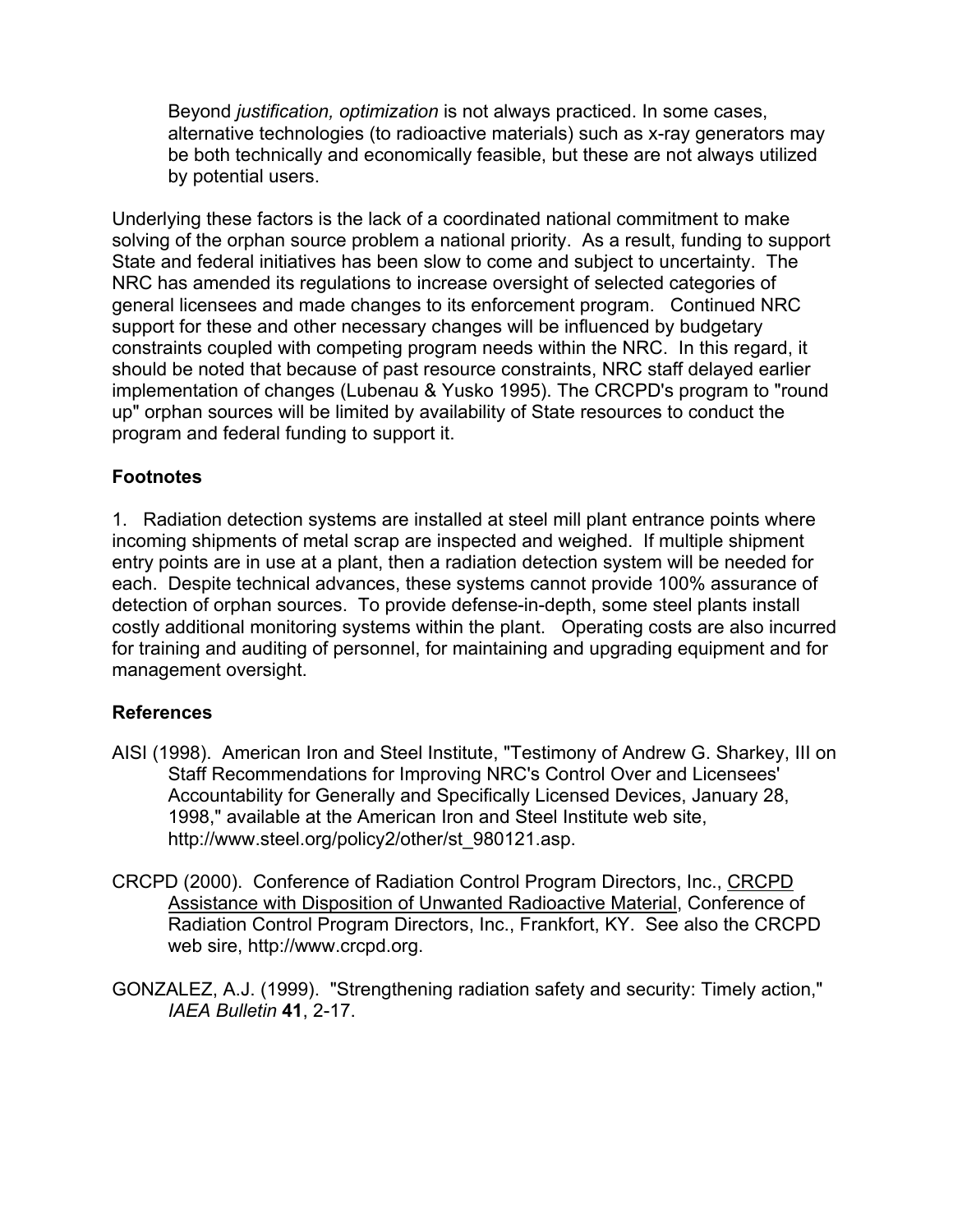Beyond *justification, optimization* is not always practiced. In some cases, alternative technologies (to radioactive materials) such as x-ray generators may be both technically and economically feasible, but these are not always utilized by potential users.

Underlying these factors is the lack of a coordinated national commitment to make solving of the orphan source problem a national priority. As a result, funding to support State and federal initiatives has been slow to come and subject to uncertainty. The NRC has amended its regulations to increase oversight of selected categories of general licensees and made changes to its enforcement program. Continued NRC support for these and other necessary changes will be influenced by budgetary constraints coupled with competing program needs within the NRC. In this regard, it should be noted that because of past resource constraints, NRC staff delayed earlier implementation of changes (Lubenau & Yusko 1995). The CRCPD's program to "round up" orphan sources will be limited by availability of State resources to conduct the program and federal funding to support it.

## Footnotes

1. Radiation detection systems are installed at steel mill plant entrance points where incoming shipments of metal scrap are inspected and weighed. If multiple shipment entry points are in use at a plant, then a radiation detection system will be needed for each. Despite technical advances, these systems cannot provide 100% assurance of detection of orphan sources. To provide defense-in-depth, some steel plants install costly additional monitoring systems within the plant. Operating costs are also incurred for training and auditing of personnel, for maintaining and upgrading equipment and for management oversight.

## References

AISI (1998). American Iron and Steel Institute, "Testimony of Andrew G. Sharkey, III on Staff Recommendations for Improving NRC's Control Over and Licensees' Accountability for Generally and Specifically Licensed Devices, January 28, 1998," available at the American Iron and Steel Institute web site, http://www.steel.org/policy2/other/st_980121.asp.

CRCPD (2000). Conference of Radiation Control Program Directors, Inc., CRCPD Assistance with Disposition of Unwanted Radioactive Material, Conference of Radiation Control Program Directors, Inc., Frankfort, KY. See also the CRCPD web sire, http://www.crcpd.org.

GONZALEZ, A.J. (1999). "Strengthening radiation safety and security: Timely action," *IAEA Bulletin* **41**, 2-17.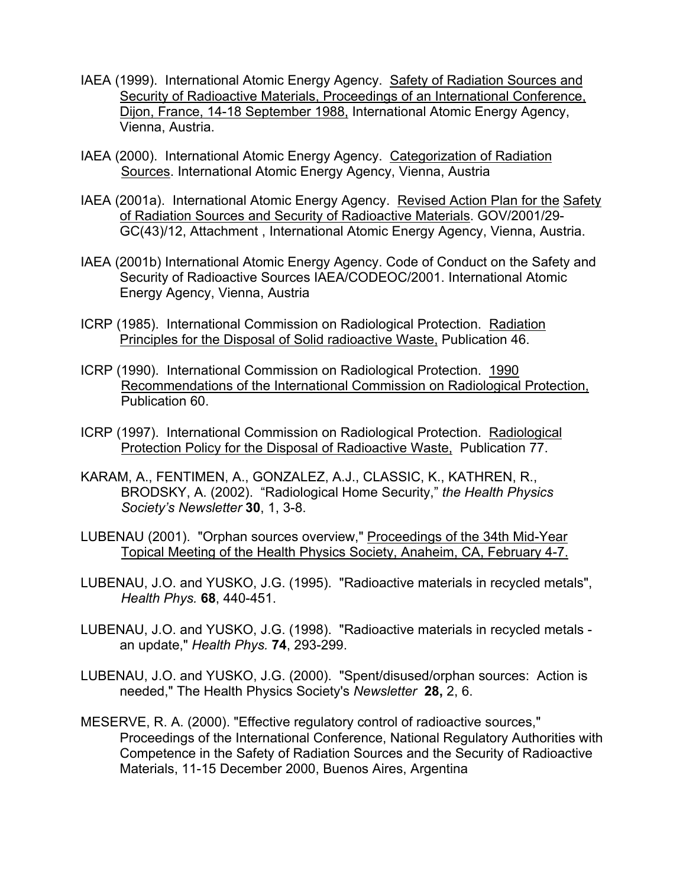IAEA (1999). International Atomic Energy Agency. Safety of Radiation Sources and Security of Radioactive Materials, Proceedings of an International Conference, Dijon, France, 14-18 September 1988, International Atomic Energy Agency, Vienna, Austria.

IAEA (2000). International Atomic Energy Agency. Categorization of Radiation Sources. International Atomic Energy Agency, Vienna, Austria

IAEA (2001a). International Atomic Energy Agency. Revised Action Plan for the Safety of Radiation Sources and Security of Radioactive Materials. GOV/2001/29-GC(43)/12, Attachment , International Atomic Energy Agency, Vienna, Austria.

IAEA (2001b) International Atomic Energy Agency. Code of Conduct on the Safety and Security of Radioactive Sources IAEA/CODEOC/2001. International Atomic Energy Agency, Vienna, Austria

ICRP (1985). International Commission on Radiological Protection. Radiation Principles for the Disposal of Solid radioactive Waste, Publication 46.

ICRP (1990). International Commission on Radiological Protection. 1990 Recommendations of the International Commission on Radiological Protection, Publication 60.

ICRP (1997). International Commission on Radiological Protection. Radiological Protection Policy for the Disposal of Radioactive Waste, Publication 77.

KARAM, A., FENTIMEN, A., GONZALEZ, A.J., CLASSIC, K., KATHREN, R., BRODSKY, A. (2002). "Radiological Home Security," *the Health Physics Society's Newsletter* **30**, 1, 3-8.

LUBENAU (2001). "Orphan sources overview," Proceedings of the 34th Mid-Year Topical Meeting of the Health Physics Society, Anaheim, CA, February 4-7.

LUBENAU, J.O. and YUSKO, J.G. (1995). "Radioactive materials in recycled metals", *Health Phys.* **68**, 440-451.

LUBENAU, J.O. and YUSKO, J.G. (1998). "Radioactive materials in recycled metals - an update," *Health Phys.* **74**, 293-299.

LUBENAU, J.O. and YUSKO, J.G. (2000). "Spent/disused/orphan sources: Action is needed," The Health Physics Society's *Newsletter* **28,** 2, 6.

MESERVE, R. A. (2000). "Effective regulatory control of radioactive sources," Proceedings of the International Conference, National Regulatory Authorities with Competence in the Safety of Radiation Sources and the Security of Radioactive Materials, 11-15 December 2000, Buenos Aires, Argentina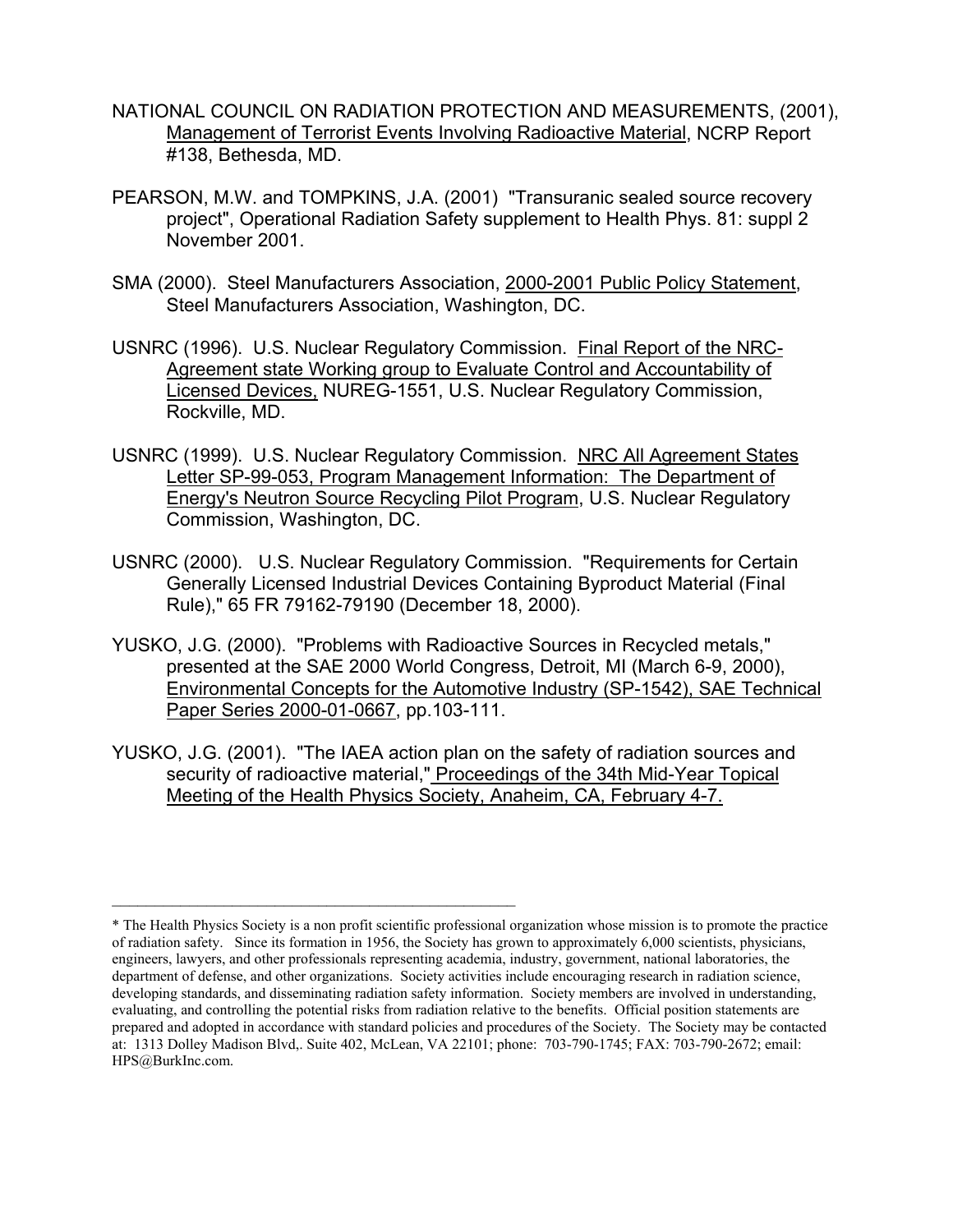NATIONAL COUNCIL ON RADIATION PROTECTION AND MEASUREMENTS, (2001), Management of Terrorist Events Involving Radioactive Material, NCRP Report #138, Bethesda, MD.

PEARSON, M.W. and TOMPKINS, J.A. (2001) "Transuranic sealed source recovery project", Operational Radiation Safety supplement to Health Phys. 81: suppl 2 November 2001.

SMA (2000). Steel Manufacturers Association, 2000-2001 Public Policy Statement, Steel Manufacturers Association, Washington, DC.

USNRC (1996). U.S. Nuclear Regulatory Commission. Final Report of the NRC-Agreement state Working group to Evaluate Control and Accountability of Licensed Devices, NUREG-1551, U.S. Nuclear Regulatory Commission, Rockville, MD.

USNRC (1999). U.S. Nuclear Regulatory Commission. NRC All Agreement States Letter SP-99-053, Program Management Information: The Department of Energy's Neutron Source Recycling Pilot Program, U.S. Nuclear Regulatory Commission, Washington, DC.

USNRC (2000). U.S. Nuclear Regulatory Commission. "Requirements for Certain Generally Licensed Industrial Devices Containing Byproduct Material (Final Rule)," 65 FR 79162-79190 (December 18, 2000).

YUSKO, J.G. (2000). "Problems with Radioactive Sources in Recycled metals," presented at the SAE 2000 World Congress, Detroit, MI (March 6-9, 2000), Environmental Concepts for the Automotive Industry (SP-1542), SAE Technical Paper Series 2000-01-0667, pp.103-111.

YUSKO, J.G. (2001). "The IAEA action plan on the safety of radiation sources and security of radioactive material," Proceedings of the 34th Mid-Year Topical Meeting of the Health Physics Society, Anaheim, CA, February 4-7.

---

* The Health Physics Society is a non profit scientific professional organization whose mission is to promote the practice of radiation safety. Since its formation in 1956, the Society has grown to approximately 6,000 scientists, physicians, engineers, lawyers, and other professionals representing academia, industry, government, national laboratories, the department of defense, and other organizations. Society activities include encouraging research in radiation science, developing standards, and disseminating radiation safety information. Society members are involved in understanding, evaluating, and controlling the potential risks from radiation relative to the benefits. Official position statements are prepared and adopted in accordance with standard policies and procedures of the Society. The Society may be contacted at: 1313 Dolley Madison Blvd,. Suite 402, McLean, VA 22101; phone: 703-790-1745; FAX: 703-790-2672; email: HPS@BurkInc.com.